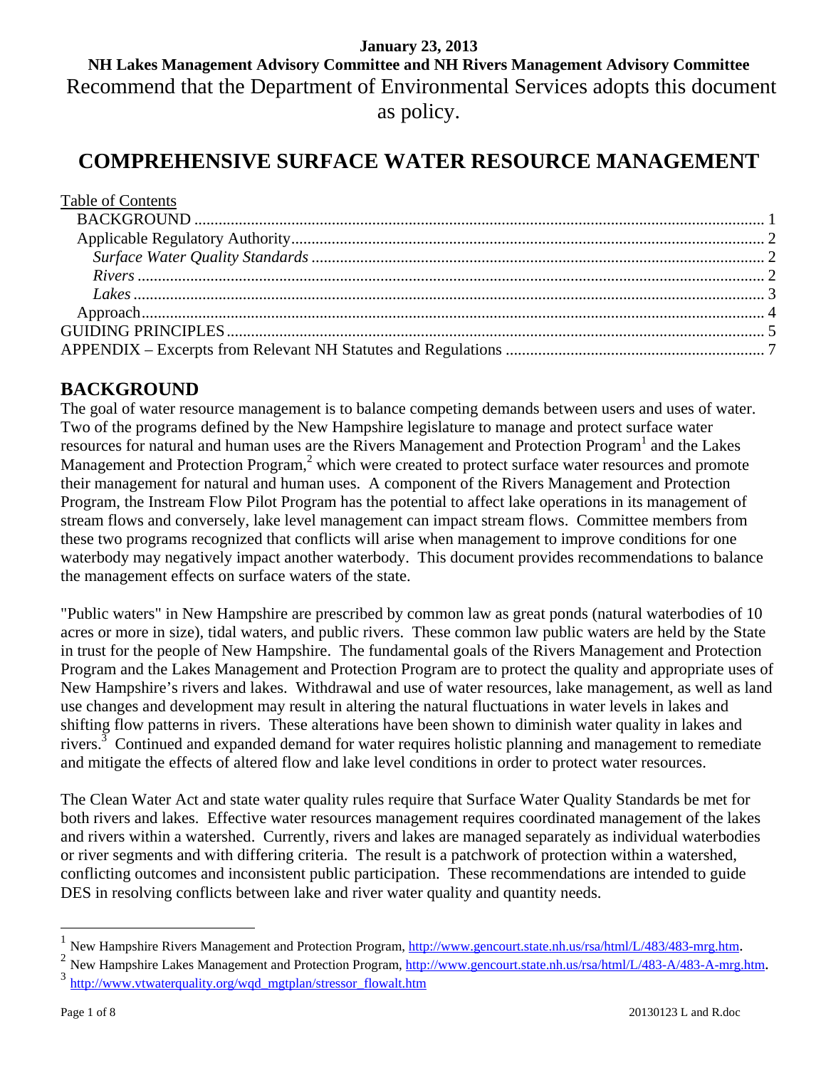**January 23, 2013**

**NH Lakes Management Advisory Committee and NH Rivers Management Advisory Committee**

Recommend that the Department of Environmental Services adopts this document as policy.

# COMPREHENSIVE SURFACE WATER RESOURCE MANAGEMENT

Table of Contents

- BACKGROUND ........ 1
  - Applicable Regulatory Authority ........ 2
    - *Surface Water Quality Standards* ........ 2
    - *Rivers* ........ 2
    - *Lakes* ........ 3
  - Approach ........ 4
- GUIDING PRINCIPLES ........ 5
- APPENDIX – Excerpts from Relevant NH Statutes and Regulations ........ 7

## BACKGROUND

The goal of water resource management is to balance competing demands between users and uses of water. Two of the programs defined by the New Hampshire legislature to manage and protect surface water resources for natural and human uses are the Rivers Management and Protection Program[1] and the Lakes Management and Protection Program,[2] which were created to protect surface water resources and promote their management for natural and human uses. A component of the Rivers Management and Protection Program, the Instream Flow Pilot Program has the potential to affect lake operations in its management of stream flows and conversely, lake level management can impact stream flows. Committee members from these two programs recognized that conflicts will arise when management to improve conditions for one waterbody may negatively impact another waterbody. This document provides recommendations to balance the management effects on surface waters of the state.

"Public waters" in New Hampshire are prescribed by common law as great ponds (natural waterbodies of 10 acres or more in size), tidal waters, and public rivers. These common law public waters are held by the State in trust for the people of New Hampshire. The fundamental goals of the Rivers Management and Protection Program and the Lakes Management and Protection Program are to protect the quality and appropriate uses of New Hampshire's rivers and lakes. Withdrawal and use of water resources, lake management, as well as land use changes and development may result in altering the natural fluctuations in water levels in lakes and shifting flow patterns in rivers. These alterations have been shown to diminish water quality in lakes and rivers.[3] Continued and expanded demand for water requires holistic planning and management to remediate and mitigate the effects of altered flow and lake level conditions in order to protect water resources.

The Clean Water Act and state water quality rules require that Surface Water Quality Standards be met for both rivers and lakes. Effective water resources management requires coordinated management of the lakes and rivers within a watershed. Currently, rivers and lakes are managed separately as individual waterbodies or river segments and with differing criteria. The result is a patchwork of protection within a watershed, conflicting outcomes and inconsistent public participation. These recommendations are intended to guide DES in resolving conflicts between lake and river water quality and quantity needs.

---

[1] New Hampshire Rivers Management and Protection Program, http://www.gencourt.state.nh.us/rsa/html/L/483/483-mrg.htm.

[2] New Hampshire Lakes Management and Protection Program, http://www.gencourt.state.nh.us/rsa/html/L/483-A/483-A-mrg.htm.

[3] http://www.vtwaterquality.org/wqd_mgtplan/stressor_flowalt.htm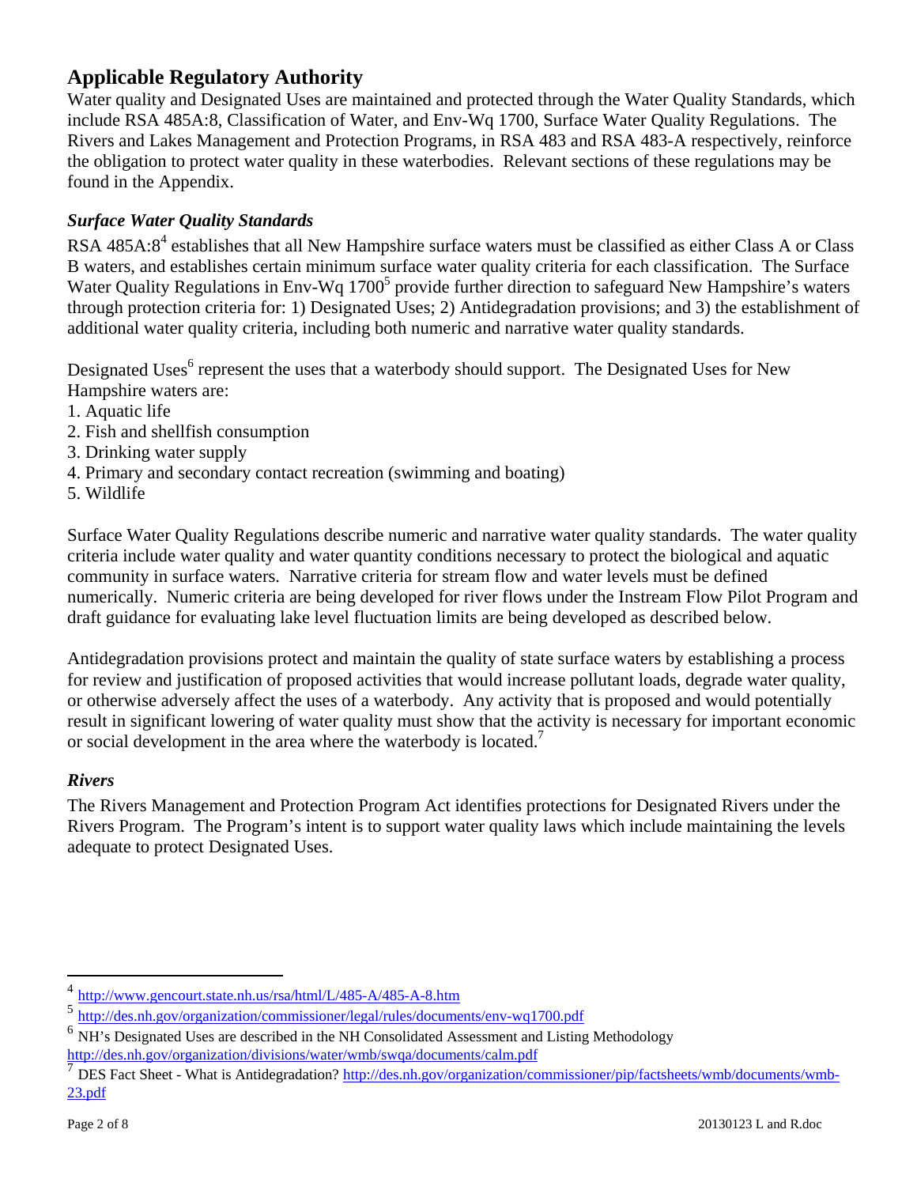## Applicable Regulatory Authority

Water quality and Designated Uses are maintained and protected through the Water Quality Standards, which include RSA 485A:8, Classification of Water, and Env-Wq 1700, Surface Water Quality Regulations. The Rivers and Lakes Management and Protection Programs, in RSA 483 and RSA 483-A respectively, reinforce the obligation to protect water quality in these waterbodies. Relevant sections of these regulations may be found in the Appendix.

### *Surface Water Quality Standards*

RSA 485A:8[4] establishes that all New Hampshire surface waters must be classified as either Class A or Class B waters, and establishes certain minimum surface water quality criteria for each classification. The Surface Water Quality Regulations in Env-Wq 1700[5] provide further direction to safeguard New Hampshire's waters through protection criteria for: 1) Designated Uses; 2) Antidegradation provisions; and 3) the establishment of additional water quality criteria, including both numeric and narrative water quality standards.

Designated Uses[6] represent the uses that a waterbody should support. The Designated Uses for New Hampshire waters are:

1. Aquatic life
2. Fish and shellfish consumption
3. Drinking water supply
4. Primary and secondary contact recreation (swimming and boating)
5. Wildlife

Surface Water Quality Regulations describe numeric and narrative water quality standards. The water quality criteria include water quality and water quantity conditions necessary to protect the biological and aquatic community in surface waters. Narrative criteria for stream flow and water levels must be defined numerically. Numeric criteria are being developed for river flows under the Instream Flow Pilot Program and draft guidance for evaluating lake level fluctuation limits are being developed as described below.

Antidegradation provisions protect and maintain the quality of state surface waters by establishing a process for review and justification of proposed activities that would increase pollutant loads, degrade water quality, or otherwise adversely affect the uses of a waterbody. Any activity that is proposed and would potentially result in significant lowering of water quality must show that the activity is necessary for important economic or social development in the area where the waterbody is located.[7]

### *Rivers*

The Rivers Management and Protection Program Act identifies protections for Designated Rivers under the Rivers Program. The Program's intent is to support water quality laws which include maintaining the levels adequate to protect Designated Uses.

---

[4] http://www.gencourt.state.nh.us/rsa/html/L/485-A/485-A-8.htm

[5] http://des.nh.gov/organization/commissioner/legal/rules/documents/env-wq1700.pdf

[6] NH's Designated Uses are described in the NH Consolidated Assessment and Listing Methodology http://des.nh.gov/organization/divisions/water/wmb/swqa/documents/calm.pdf

[7] DES Fact Sheet - What is Antidegradation? http://des.nh.gov/organization/commissioner/pip/factsheets/wmb/documents/wmb-23.pdf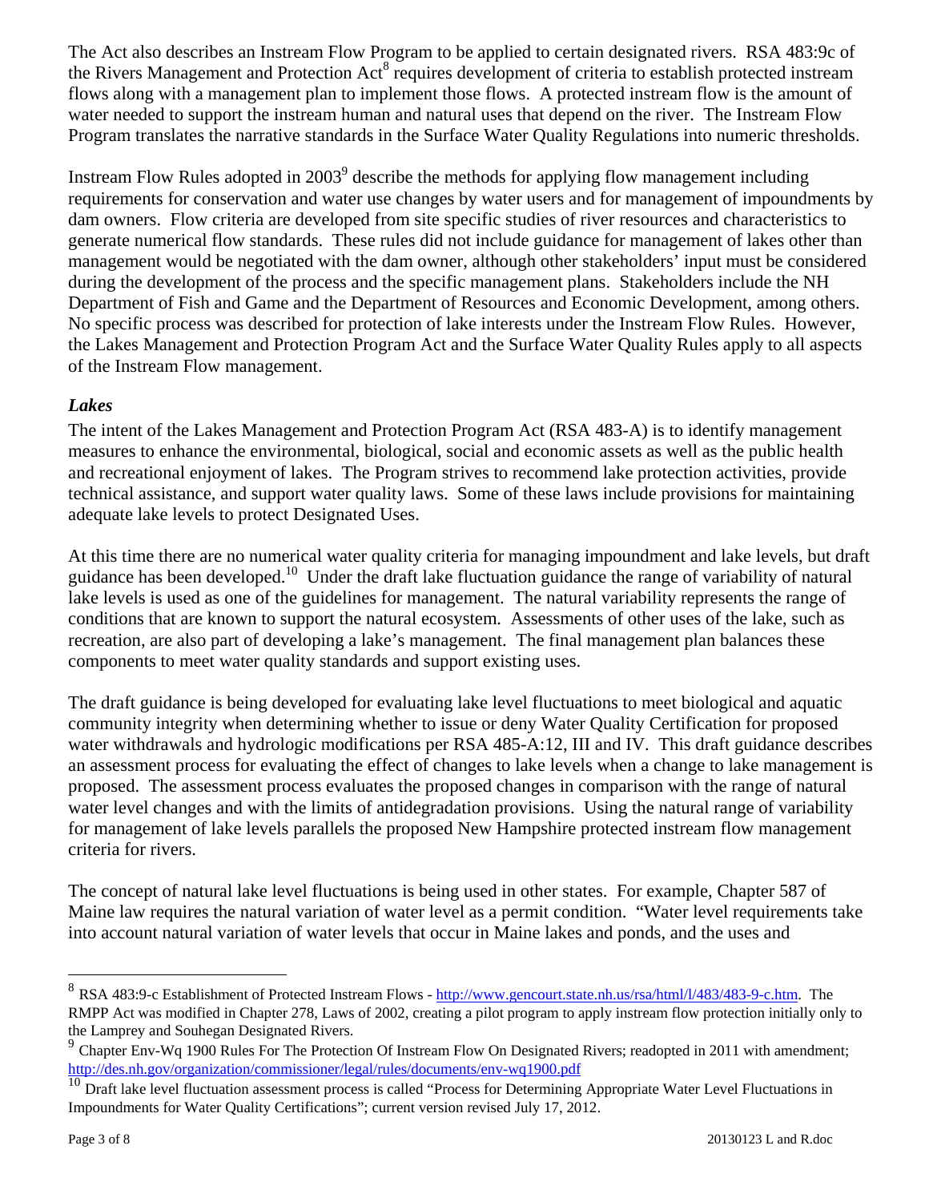The Act also describes an Instream Flow Program to be applied to certain designated rivers. RSA 483:9c of the Rivers Management and Protection Act[8] requires development of criteria to establish protected instream flows along with a management plan to implement those flows. A protected instream flow is the amount of water needed to support the instream human and natural uses that depend on the river. The Instream Flow Program translates the narrative standards in the Surface Water Quality Regulations into numeric thresholds.

Instream Flow Rules adopted in 2003[9] describe the methods for applying flow management including requirements for conservation and water use changes by water users and for management of impoundments by dam owners. Flow criteria are developed from site specific studies of river resources and characteristics to generate numerical flow standards. These rules did not include guidance for management of lakes other than management would be negotiated with the dam owner, although other stakeholders' input must be considered during the development of the process and the specific management plans. Stakeholders include the NH Department of Fish and Game and the Department of Resources and Economic Development, among others. No specific process was described for protection of lake interests under the Instream Flow Rules. However, the Lakes Management and Protection Program Act and the Surface Water Quality Rules apply to all aspects of the Instream Flow management.

***Lakes***

The intent of the Lakes Management and Protection Program Act (RSA 483-A) is to identify management measures to enhance the environmental, biological, social and economic assets as well as the public health and recreational enjoyment of lakes. The Program strives to recommend lake protection activities, provide technical assistance, and support water quality laws. Some of these laws include provisions for maintaining adequate lake levels to protect Designated Uses.

At this time there are no numerical water quality criteria for managing impoundment and lake levels, but draft guidance has been developed.[10] Under the draft lake fluctuation guidance the range of variability of natural lake levels is used as one of the guidelines for management. The natural variability represents the range of conditions that are known to support the natural ecosystem. Assessments of other uses of the lake, such as recreation, are also part of developing a lake's management. The final management plan balances these components to meet water quality standards and support existing uses.

The draft guidance is being developed for evaluating lake level fluctuations to meet biological and aquatic community integrity when determining whether to issue or deny Water Quality Certification for proposed water withdrawals and hydrologic modifications per RSA 485-A:12, III and IV. This draft guidance describes an assessment process for evaluating the effect of changes to lake levels when a change to lake management is proposed. The assessment process evaluates the proposed changes in comparison with the range of natural water level changes and with the limits of antidegradation provisions. Using the natural range of variability for management of lake levels parallels the proposed New Hampshire protected instream flow management criteria for rivers.

The concept of natural lake level fluctuations is being used in other states. For example, Chapter 587 of Maine law requires the natural variation of water level as a permit condition. "Water level requirements take into account natural variation of water levels that occur in Maine lakes and ponds, and the uses and

---

[8] RSA 483:9-c Establishment of Protected Instream Flows - http://www.gencourt.state.nh.us/rsa/html/l/483/483-9-c.htm. The RMPP Act was modified in Chapter 278, Laws of 2002, creating a pilot program to apply instream flow protection initially only to the Lamprey and Souhegan Designated Rivers.

[9] Chapter Env-Wq 1900 Rules For The Protection Of Instream Flow On Designated Rivers; readopted in 2011 with amendment; http://des.nh.gov/organization/commissioner/legal/rules/documents/env-wq1900.pdf

[10] Draft lake level fluctuation assessment process is called "Process for Determining Appropriate Water Level Fluctuations in Impoundments for Water Quality Certifications"; current version revised July 17, 2012.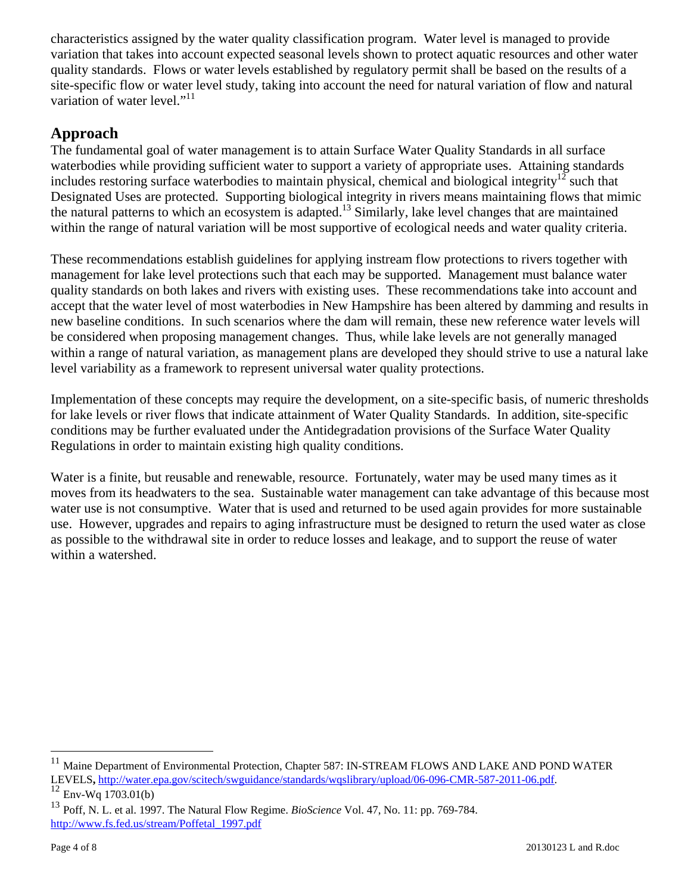characteristics assigned by the water quality classification program. Water level is managed to provide variation that takes into account expected seasonal levels shown to protect aquatic resources and other water quality standards. Flows or water levels established by regulatory permit shall be based on the results of a site-specific flow or water level study, taking into account the need for natural variation of flow and natural variation of water level."[11]

## Approach

The fundamental goal of water management is to attain Surface Water Quality Standards in all surface waterbodies while providing sufficient water to support a variety of appropriate uses. Attaining standards includes restoring surface waterbodies to maintain physical, chemical and biological integrity[12] such that Designated Uses are protected. Supporting biological integrity in rivers means maintaining flows that mimic the natural patterns to which an ecosystem is adapted.[13] Similarly, lake level changes that are maintained within the range of natural variation will be most supportive of ecological needs and water quality criteria.

These recommendations establish guidelines for applying instream flow protections to rivers together with management for lake level protections such that each may be supported. Management must balance water quality standards on both lakes and rivers with existing uses. These recommendations take into account and accept that the water level of most waterbodies in New Hampshire has been altered by damming and results in new baseline conditions. In such scenarios where the dam will remain, these new reference water levels will be considered when proposing management changes. Thus, while lake levels are not generally managed within a range of natural variation, as management plans are developed they should strive to use a natural lake level variability as a framework to represent universal water quality protections.

Implementation of these concepts may require the development, on a site-specific basis, of numeric thresholds for lake levels or river flows that indicate attainment of Water Quality Standards. In addition, site-specific conditions may be further evaluated under the Antidegradation provisions of the Surface Water Quality Regulations in order to maintain existing high quality conditions.

Water is a finite, but reusable and renewable, resource. Fortunately, water may be used many times as it moves from its headwaters to the sea. Sustainable water management can take advantage of this because most water use is not consumptive. Water that is used and returned to be used again provides for more sustainable use. However, upgrades and repairs to aging infrastructure must be designed to return the used water as close as possible to the withdrawal site in order to reduce losses and leakage, and to support the reuse of water within a watershed.

---

[11] Maine Department of Environmental Protection, Chapter 587: IN-STREAM FLOWS AND LAKE AND POND WATER LEVELS, http://water.epa.gov/scitech/swguidance/standards/wqslibrary/upload/06-096-CMR-587-2011-06.pdf.

[12] Env-Wq 1703.01(b)

[13] Poff, N. L. et al. 1997. The Natural Flow Regime. *BioScience* Vol. 47, No. 11: pp. 769-784. http://www.fs.fed.us/stream/Poffetal_1997.pdf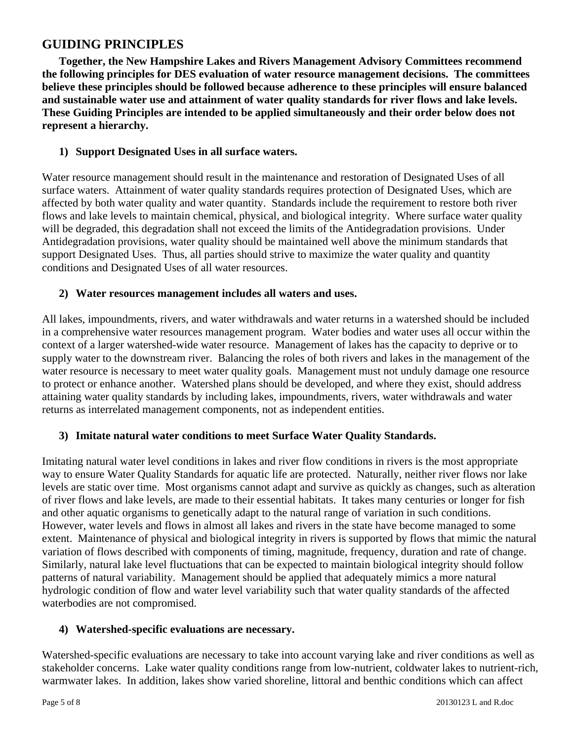## GUIDING PRINCIPLES

**Together, the New Hampshire Lakes and Rivers Management Advisory Committees recommend the following principles for DES evaluation of water resource management decisions. The committees believe these principles should be followed because adherence to these principles will ensure balanced and sustainable water use and attainment of water quality standards for river flows and lake levels. These Guiding Principles are intended to be applied simultaneously and their order below does not represent a hierarchy.**

### 1) Support Designated Uses in all surface waters.

Water resource management should result in the maintenance and restoration of Designated Uses of all surface waters. Attainment of water quality standards requires protection of Designated Uses, which are affected by both water quality and water quantity. Standards include the requirement to restore both river flows and lake levels to maintain chemical, physical, and biological integrity. Where surface water quality will be degraded, this degradation shall not exceed the limits of the Antidegradation provisions. Under Antidegradation provisions, water quality should be maintained well above the minimum standards that support Designated Uses. Thus, all parties should strive to maximize the water quality and quantity conditions and Designated Uses of all water resources.

### 2) Water resources management includes all waters and uses.

All lakes, impoundments, rivers, and water withdrawals and water returns in a watershed should be included in a comprehensive water resources management program. Water bodies and water uses all occur within the context of a larger watershed-wide water resource. Management of lakes has the capacity to deprive or to supply water to the downstream river. Balancing the roles of both rivers and lakes in the management of the water resource is necessary to meet water quality goals. Management must not unduly damage one resource to protect or enhance another. Watershed plans should be developed, and where they exist, should address attaining water quality standards by including lakes, impoundments, rivers, water withdrawals and water returns as interrelated management components, not as independent entities.

### 3) Imitate natural water conditions to meet Surface Water Quality Standards.

Imitating natural water level conditions in lakes and river flow conditions in rivers is the most appropriate way to ensure Water Quality Standards for aquatic life are protected. Naturally, neither river flows nor lake levels are static over time. Most organisms cannot adapt and survive as quickly as changes, such as alteration of river flows and lake levels, are made to their essential habitats. It takes many centuries or longer for fish and other aquatic organisms to genetically adapt to the natural range of variation in such conditions. However, water levels and flows in almost all lakes and rivers in the state have become managed to some extent. Maintenance of physical and biological integrity in rivers is supported by flows that mimic the natural variation of flows described with components of timing, magnitude, frequency, duration and rate of change. Similarly, natural lake level fluctuations that can be expected to maintain biological integrity should follow patterns of natural variability. Management should be applied that adequately mimics a more natural hydrologic condition of flow and water level variability such that water quality standards of the affected waterbodies are not compromised.

### 4) Watershed-specific evaluations are necessary.

Watershed-specific evaluations are necessary to take into account varying lake and river conditions as well as stakeholder concerns. Lake water quality conditions range from low-nutrient, coldwater lakes to nutrient-rich, warmwater lakes. In addition, lakes show varied shoreline, littoral and benthic conditions which can affect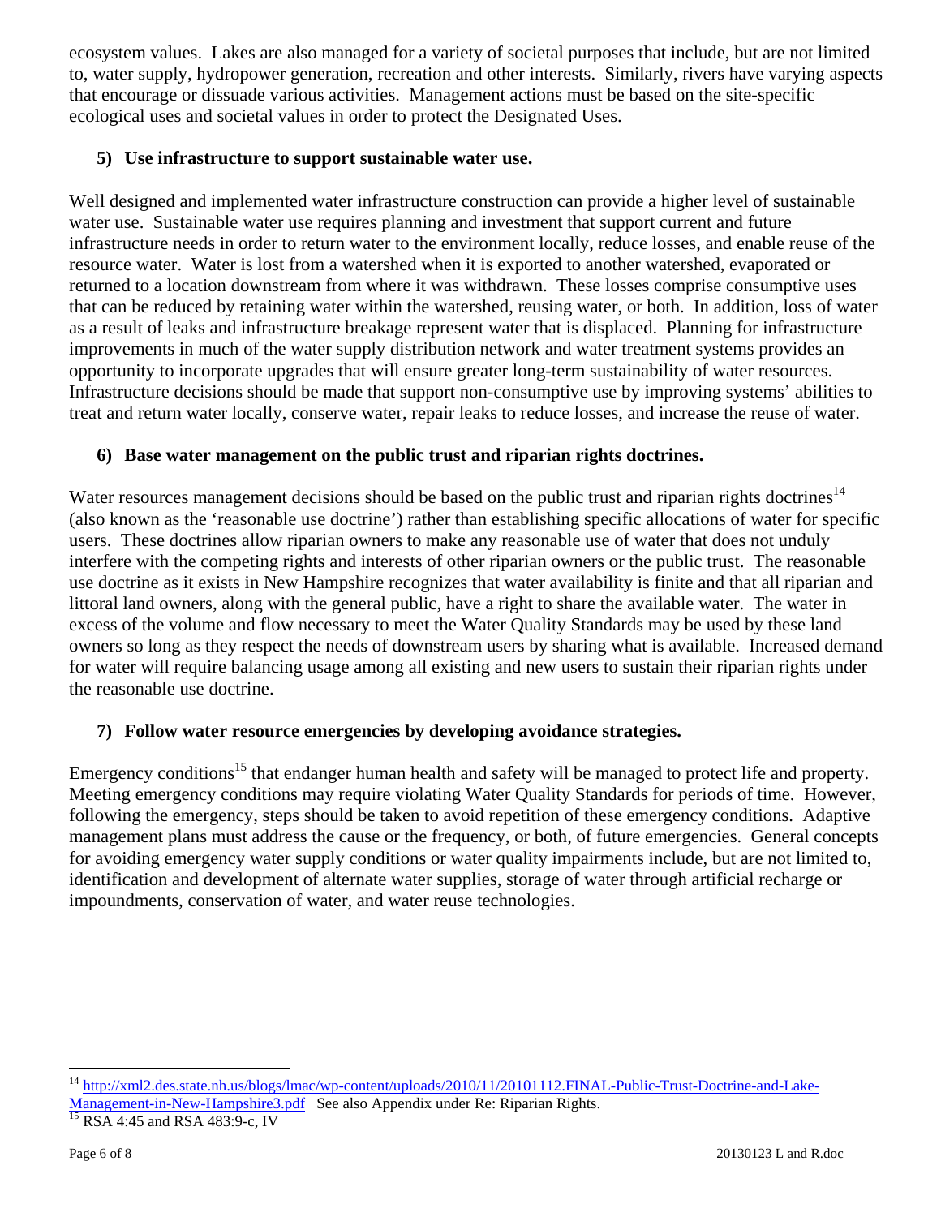ecosystem values. Lakes are also managed for a variety of societal purposes that include, but are not limited to, water supply, hydropower generation, recreation and other interests. Similarly, rivers have varying aspects that encourage or dissuade various activities. Management actions must be based on the site-specific ecological uses and societal values in order to protect the Designated Uses.

**5) Use infrastructure to support sustainable water use.**

Well designed and implemented water infrastructure construction can provide a higher level of sustainable water use. Sustainable water use requires planning and investment that support current and future infrastructure needs in order to return water to the environment locally, reduce losses, and enable reuse of the resource water. Water is lost from a watershed when it is exported to another watershed, evaporated or returned to a location downstream from where it was withdrawn. These losses comprise consumptive uses that can be reduced by retaining water within the watershed, reusing water, or both. In addition, loss of water as a result of leaks and infrastructure breakage represent water that is displaced. Planning for infrastructure improvements in much of the water supply distribution network and water treatment systems provides an opportunity to incorporate upgrades that will ensure greater long-term sustainability of water resources. Infrastructure decisions should be made that support non-consumptive use by improving systems' abilities to treat and return water locally, conserve water, repair leaks to reduce losses, and increase the reuse of water.

**6) Base water management on the public trust and riparian rights doctrines.**

Water resources management decisions should be based on the public trust and riparian rights doctrines[14] (also known as the 'reasonable use doctrine') rather than establishing specific allocations of water for specific users. These doctrines allow riparian owners to make any reasonable use of water that does not unduly interfere with the competing rights and interests of other riparian owners or the public trust. The reasonable use doctrine as it exists in New Hampshire recognizes that water availability is finite and that all riparian and littoral land owners, along with the general public, have a right to share the available water. The water in excess of the volume and flow necessary to meet the Water Quality Standards may be used by these land owners so long as they respect the needs of downstream users by sharing what is available. Increased demand for water will require balancing usage among all existing and new users to sustain their riparian rights under the reasonable use doctrine.

**7) Follow water resource emergencies by developing avoidance strategies.**

Emergency conditions[15] that endanger human health and safety will be managed to protect life and property. Meeting emergency conditions may require violating Water Quality Standards for periods of time. However, following the emergency, steps should be taken to avoid repetition of these emergency conditions. Adaptive management plans must address the cause or the frequency, or both, of future emergencies. General concepts for avoiding emergency water supply conditions or water quality impairments include, but are not limited to, identification and development of alternate water supplies, storage of water through artificial recharge or impoundments, conservation of water, and water reuse technologies.

---

[14] http://xml2.des.state.nh.us/blogs/lmac/wp-content/uploads/2010/11/20101112.FINAL-Public-Trust-Doctrine-and-Lake-Management-in-New-Hampshire3.pdf See also Appendix under Re: Riparian Rights.

[15] RSA 4:45 and RSA 483:9-c, IV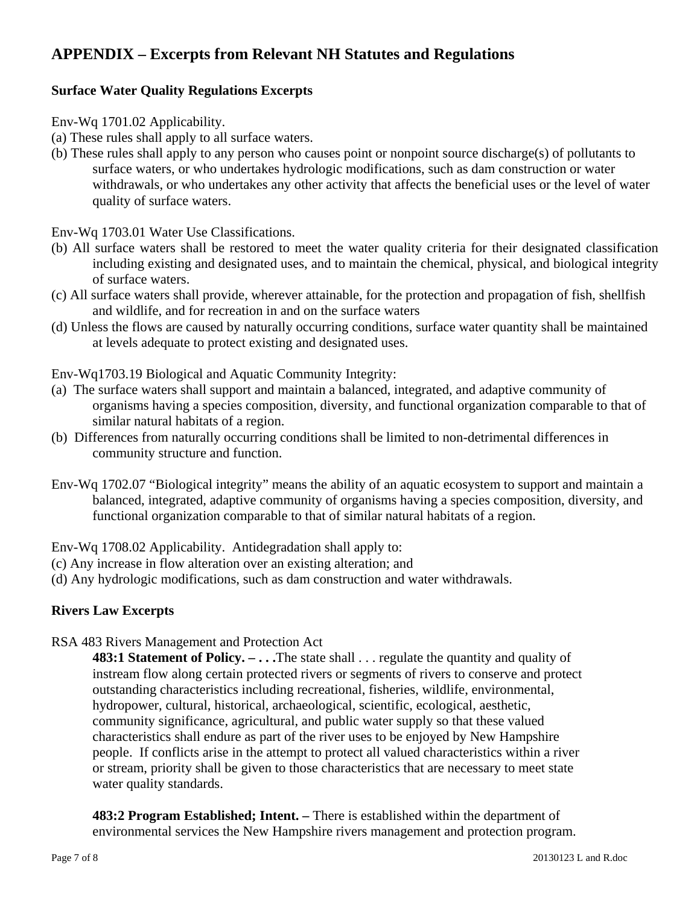## APPENDIX – Excerpts from Relevant NH Statutes and Regulations

### Surface Water Quality Regulations Excerpts

Env-Wq 1701.02 Applicability.

(a) These rules shall apply to all surface waters.

(b) These rules shall apply to any person who causes point or nonpoint source discharge(s) of pollutants to surface waters, or who undertakes hydrologic modifications, such as dam construction or water withdrawals, or who undertakes any other activity that affects the beneficial uses or the level of water quality of surface waters.

Env-Wq 1703.01 Water Use Classifications.

(b) All surface waters shall be restored to meet the water quality criteria for their designated classification including existing and designated uses, and to maintain the chemical, physical, and biological integrity of surface waters.

(c) All surface waters shall provide, wherever attainable, for the protection and propagation of fish, shellfish and wildlife, and for recreation in and on the surface waters

(d) Unless the flows are caused by naturally occurring conditions, surface water quantity shall be maintained at levels adequate to protect existing and designated uses.

Env-Wq1703.19 Biological and Aquatic Community Integrity:

(a) The surface waters shall support and maintain a balanced, integrated, and adaptive community of organisms having a species composition, diversity, and functional organization comparable to that of similar natural habitats of a region.

(b) Differences from naturally occurring conditions shall be limited to non-detrimental differences in community structure and function.

Env-Wq 1702.07 "Biological integrity" means the ability of an aquatic ecosystem to support and maintain a balanced, integrated, adaptive community of organisms having a species composition, diversity, and functional organization comparable to that of similar natural habitats of a region.

Env-Wq 1708.02 Applicability. Antidegradation shall apply to:

(c) Any increase in flow alteration over an existing alteration; and

(d) Any hydrologic modifications, such as dam construction and water withdrawals.

### Rivers Law Excerpts

RSA 483 Rivers Management and Protection Act

**483:1 Statement of Policy. – . . .**The state shall . . . regulate the quantity and quality of instream flow along certain protected rivers or segments of rivers to conserve and protect outstanding characteristics including recreational, fisheries, wildlife, environmental, hydropower, cultural, historical, archaeological, scientific, ecological, aesthetic, community significance, agricultural, and public water supply so that these valued characteristics shall endure as part of the river uses to be enjoyed by New Hampshire people. If conflicts arise in the attempt to protect all valued characteristics within a river or stream, priority shall be given to those characteristics that are necessary to meet state water quality standards.

**483:2 Program Established; Intent. –** There is established within the department of environmental services the New Hampshire rivers management and protection program.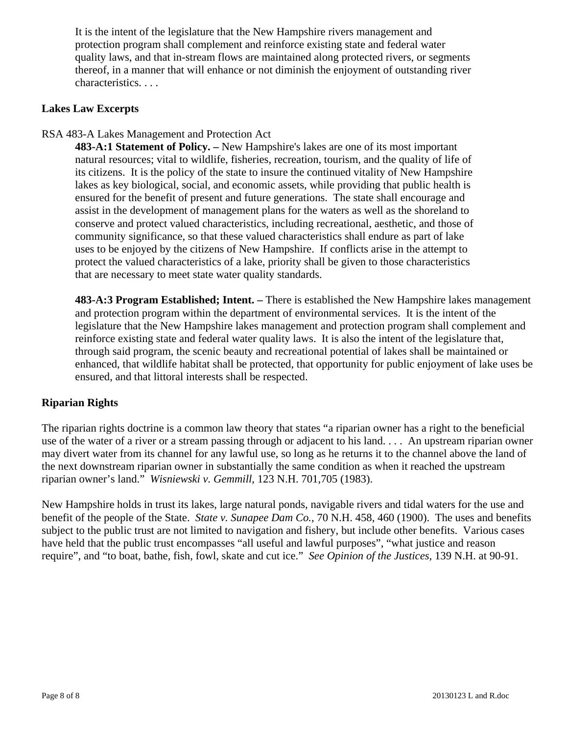It is the intent of the legislature that the New Hampshire rivers management and protection program shall complement and reinforce existing state and federal water quality laws, and that in-stream flows are maintained along protected rivers, or segments thereof, in a manner that will enhance or not diminish the enjoyment of outstanding river characteristics. . . .

## Lakes Law Excerpts

RSA 483-A Lakes Management and Protection Act

**483-A:1 Statement of Policy. –** New Hampshire's lakes are one of its most important natural resources; vital to wildlife, fisheries, recreation, tourism, and the quality of life of its citizens. It is the policy of the state to insure the continued vitality of New Hampshire lakes as key biological, social, and economic assets, while providing that public health is ensured for the benefit of present and future generations. The state shall encourage and assist in the development of management plans for the waters as well as the shoreland to conserve and protect valued characteristics, including recreational, aesthetic, and those of community significance, so that these valued characteristics shall endure as part of lake uses to be enjoyed by the citizens of New Hampshire. If conflicts arise in the attempt to protect the valued characteristics of a lake, priority shall be given to those characteristics that are necessary to meet state water quality standards.

**483-A:3 Program Established; Intent. –** There is established the New Hampshire lakes management and protection program within the department of environmental services. It is the intent of the legislature that the New Hampshire lakes management and protection program shall complement and reinforce existing state and federal water quality laws. It is also the intent of the legislature that, through said program, the scenic beauty and recreational potential of lakes shall be maintained or enhanced, that wildlife habitat shall be protected, that opportunity for public enjoyment of lake uses be ensured, and that littoral interests shall be respected.

## Riparian Rights

The riparian rights doctrine is a common law theory that states "a riparian owner has a right to the beneficial use of the water of a river or a stream passing through or adjacent to his land. . . . An upstream riparian owner may divert water from its channel for any lawful use, so long as he returns it to the channel above the land of the next downstream riparian owner in substantially the same condition as when it reached the upstream riparian owner's land." *Wisniewski v. Gemmill*, 123 N.H. 701,705 (1983).

New Hampshire holds in trust its lakes, large natural ponds, navigable rivers and tidal waters for the use and benefit of the people of the State. *State v. Sunapee Dam Co.*, 70 N.H. 458, 460 (1900). The uses and benefits subject to the public trust are not limited to navigation and fishery, but include other benefits. Various cases have held that the public trust encompasses "all useful and lawful purposes", "what justice and reason require", and "to boat, bathe, fish, fowl, skate and cut ice." *See Opinion of the Justices*, 139 N.H. at 90-91.